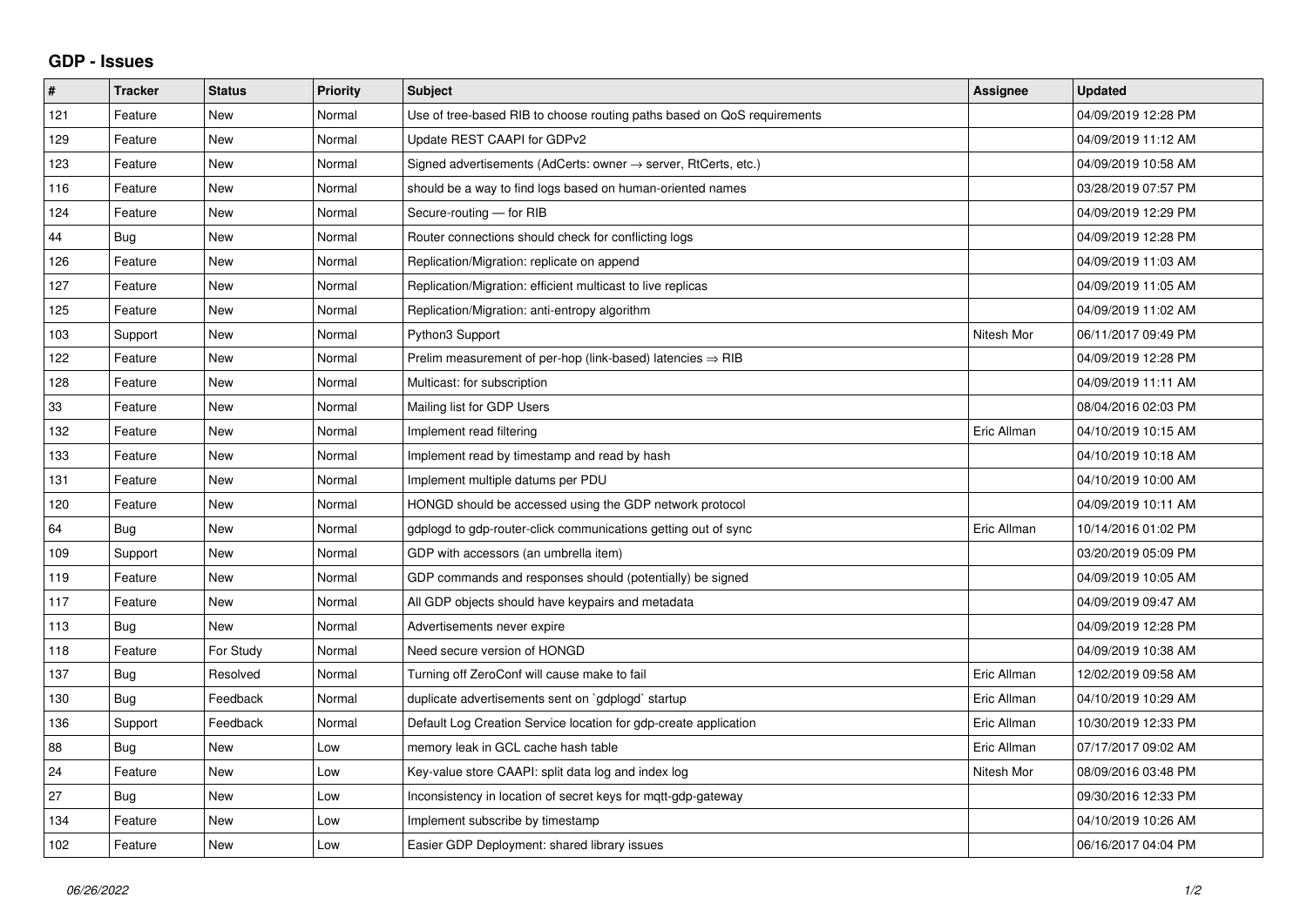## GDP - Issues

| # | Tracker | Status | Priority | Subject | Assignee | Updated |
|---|---|---|---|---|---|---|
| 121 | Feature | New | Normal | Use of tree-based RIB to choose routing paths based on QoS requirements | | 04/09/2019 12:28 PM |
| 129 | Feature | New | Normal | Update REST CAAPI for GDPv2 | | 04/09/2019 11:12 AM |
| 123 | Feature | New | Normal | Signed advertisements (AdCerts: owner → server, RtCerts, etc.) | | 04/09/2019 10:58 AM |
| 116 | Feature | New | Normal | should be a way to find logs based on human-oriented names | | 03/28/2019 07:57 PM |
| 124 | Feature | New | Normal | Secure-routing — for RIB | | 04/09/2019 12:29 PM |
| 44 | Bug | New | Normal | Router connections should check for conflicting logs | | 04/09/2019 12:28 PM |
| 126 | Feature | New | Normal | Replication/Migration: replicate on append | | 04/09/2019 11:03 AM |
| 127 | Feature | New | Normal | Replication/Migration: efficient multicast to live replicas | | 04/09/2019 11:05 AM |
| 125 | Feature | New | Normal | Replication/Migration: anti-entropy algorithm | | 04/09/2019 11:02 AM |
| 103 | Support | New | Normal | Python3 Support | Nitesh Mor | 06/11/2017 09:49 PM |
| 122 | Feature | New | Normal | Prelim measurement of per-hop (link-based) latencies ⇒ RIB | | 04/09/2019 12:28 PM |
| 128 | Feature | New | Normal | Multicast: for subscription | | 04/09/2019 11:11 AM |
| 33 | Feature | New | Normal | Mailing list for GDP Users | | 08/04/2016 02:03 PM |
| 132 | Feature | New | Normal | Implement read filtering | Eric Allman | 04/10/2019 10:15 AM |
| 133 | Feature | New | Normal | Implement read by timestamp and read by hash | | 04/10/2019 10:18 AM |
| 131 | Feature | New | Normal | Implement multiple datums per PDU | | 04/10/2019 10:00 AM |
| 120 | Feature | New | Normal | HONGD should be accessed using the GDP network protocol | | 04/09/2019 10:11 AM |
| 64 | Bug | New | Normal | gdplogd to gdp-router-click communications getting out of sync | Eric Allman | 10/14/2016 01:02 PM |
| 109 | Support | New | Normal | GDP with accessors (an umbrella item) | | 03/20/2019 05:09 PM |
| 119 | Feature | New | Normal | GDP commands and responses should (potentially) be signed | | 04/09/2019 10:05 AM |
| 117 | Feature | New | Normal | All GDP objects should have keypairs and metadata | | 04/09/2019 09:47 AM |
| 113 | Bug | New | Normal | Advertisements never expire | | 04/09/2019 12:28 PM |
| 118 | Feature | For Study | Normal | Need secure version of HONGD | | 04/09/2019 10:38 AM |
| 137 | Bug | Resolved | Normal | Turning off ZeroConf will cause make to fail | Eric Allman | 12/02/2019 09:58 AM |
| 130 | Bug | Feedback | Normal | duplicate advertisements sent on `gdplogd` startup | Eric Allman | 04/10/2019 10:29 AM |
| 136 | Support | Feedback | Normal | Default Log Creation Service location for gdp-create application | Eric Allman | 10/30/2019 12:33 PM |
| 88 | Bug | New | Low | memory leak in GCL cache hash table | Eric Allman | 07/17/2017 09:02 AM |
| 24 | Feature | New | Low | Key-value store CAAPI: split data log and index log | Nitesh Mor | 08/09/2016 03:48 PM |
| 27 | Bug | New | Low | Inconsistency in location of secret keys for mqtt-gdp-gateway | | 09/30/2016 12:33 PM |
| 134 | Feature | New | Low | Implement subscribe by timestamp | | 04/10/2019 10:26 AM |
| 102 | Feature | New | Low | Easier GDP Deployment: shared library issues | | 06/16/2017 04:04 PM |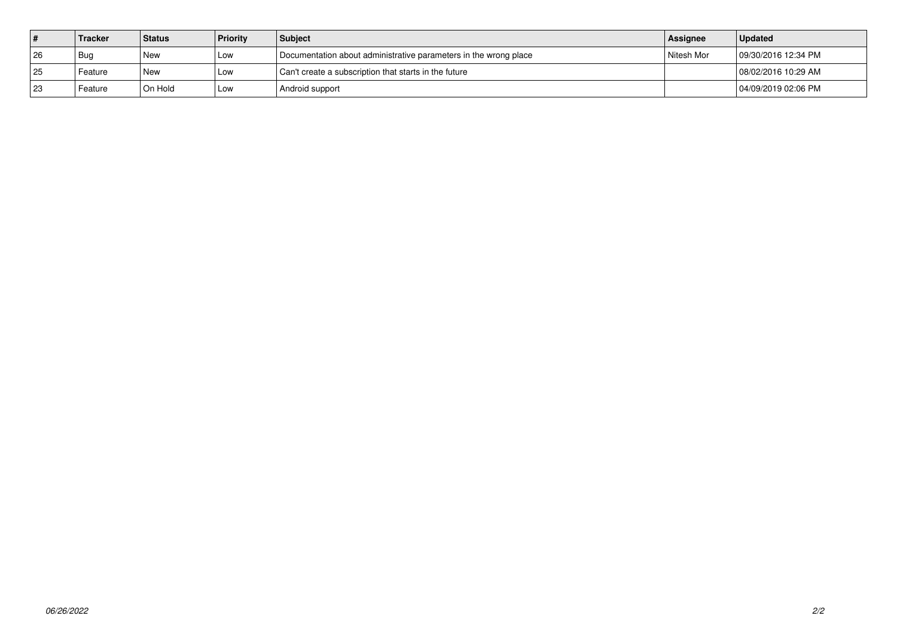| # | Tracker | Status | Priority | Subject | Assignee | Updated |
|---|---|---|---|---|---|---|
| 26 | Bug | New | Low | Documentation about administrative parameters in the wrong place | Nitesh Mor | 09/30/2016 12:34 PM |
| 25 | Feature | New | Low | Can't create a subscription that starts in the future | | 08/02/2016 10:29 AM |
| 23 | Feature | On Hold | Low | Android support | | 04/09/2019 02:06 PM |